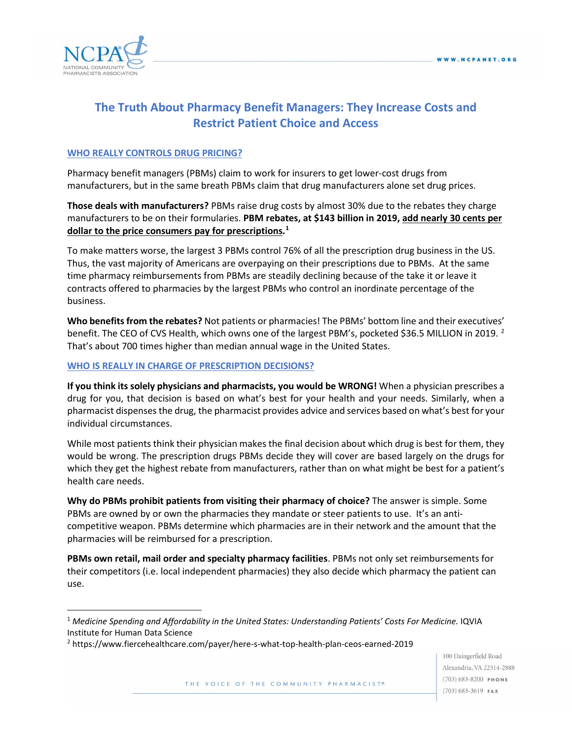# The Truth About Pharmacy Benefit Managers: They Increase Costs and Restrict Patient Choice and Access

## WHO REALLY CONTROLS DRUG PRICING?

Pharmacy benefit managers (PBMs) claim to work for insurers to get lower-cost drugs from manufacturers, but in the same breath PBMs claim that drug manufacturers alone set drug prices.

**Those deals with manufacturers?** PBMs raise drug costs by almost 30% due to the rebates they charge manufacturers to be on their formularies. **PBM rebates, at $143 billion in 2019, add nearly 30 cents per dollar to the price consumers pay for prescriptions.**[1]

To make matters worse, the largest 3 PBMs control 76% of all the prescription drug business in the US. Thus, the vast majority of Americans are overpaying on their prescriptions due to PBMs. At the same time pharmacy reimbursements from PBMs are steadily declining because of the take it or leave it contracts offered to pharmacies by the largest PBMs who control an inordinate percentage of the business.

**Who benefits from the rebates?** Not patients or pharmacies! The PBMs' bottom line and their executives' benefit. The CEO of CVS Health, which owns one of the largest PBM's, pocketed $36.5 MILLION in 2019.[2] That's about 700 times higher than median annual wage in the United States.

## WHO IS REALLY IN CHARGE OF PRESCRIPTION DECISIONS?

**If you think its solely physicians and pharmacists, you would be WRONG!** When a physician prescribes a drug for you, that decision is based on what's best for your health and your needs. Similarly, when a pharmacist dispenses the drug, the pharmacist provides advice and services based on what's best for your individual circumstances.

While most patients think their physician makes the final decision about which drug is best for them, they would be wrong. The prescription drugs PBMs decide they will cover are based largely on the drugs for which they get the highest rebate from manufacturers, rather than on what might be best for a patient's health care needs.

**Why do PBMs prohibit patients from visiting their pharmacy of choice?** The answer is simple. Some PBMs are owned by or own the pharmacies they mandate or steer patients to use. It's an anti-competitive weapon. PBMs determine which pharmacies are in their network and the amount that the pharmacies will be reimbursed for a prescription.

**PBMs own retail, mail order and specialty pharmacy facilities**. PBMs not only set reimbursements for their competitors (i.e. local independent pharmacies) they also decide which pharmacy the patient can use.

---

[1] *Medicine Spending and Affordability in the United States: Understanding Patients' Costs For Medicine.* IQVIA Institute for Human Data Science

[2] https://www.fiercehealthcare.com/payer/here-s-what-top-health-plan-ceos-earned-2019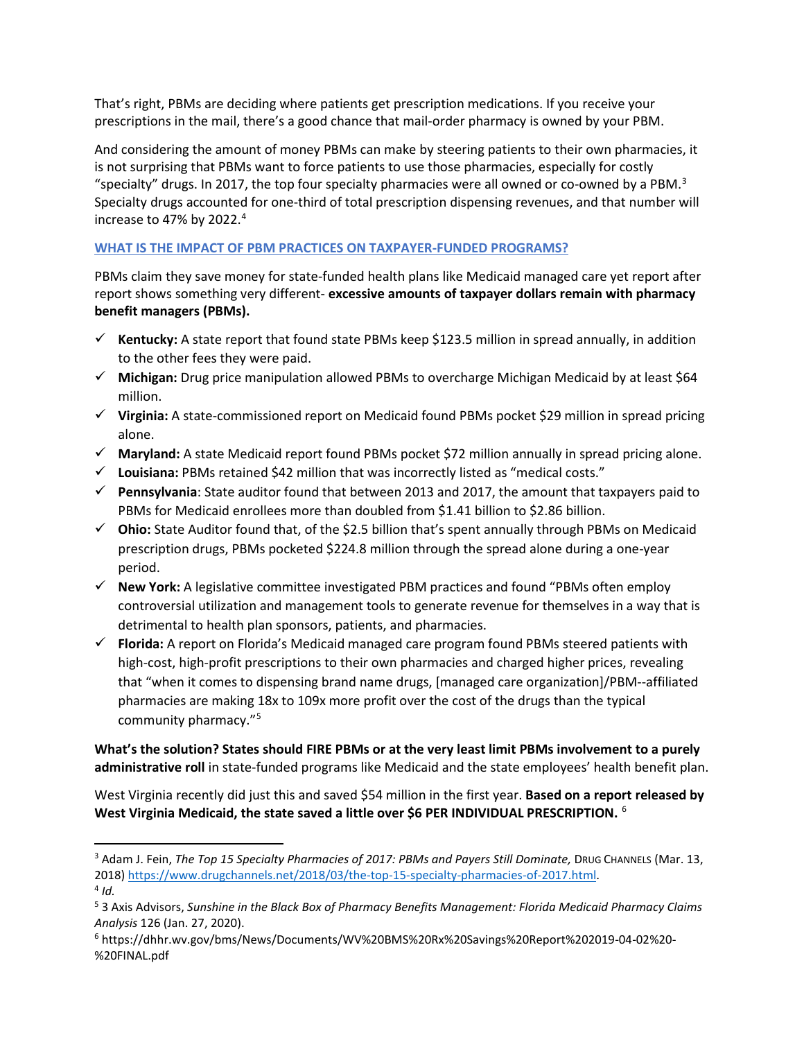That's right, PBMs are deciding where patients get prescription medications. If you receive your prescriptions in the mail, there's a good chance that mail-order pharmacy is owned by your PBM.

And considering the amount of money PBMs can make by steering patients to their own pharmacies, it is not surprising that PBMs want to force patients to use those pharmacies, especially for costly "specialty" drugs. In 2017, the top four specialty pharmacies were all owned or co-owned by a PBM.[3] Specialty drugs accounted for one-third of total prescription dispensing revenues, and that number will increase to 47% by 2022.[4]

## WHAT IS THE IMPACT OF PBM PRACTICES ON TAXPAYER-FUNDED PROGRAMS?

PBMs claim they save money for state-funded health plans like Medicaid managed care yet report after report shows something very different- **excessive amounts of taxpayer dollars remain with pharmacy benefit managers (PBMs).**

- ✓ **Kentucky:** A state report that found state PBMs keep $123.5 million in spread annually, in addition to the other fees they were paid.
- ✓ **Michigan:** Drug price manipulation allowed PBMs to overcharge Michigan Medicaid by at least $64 million.
- ✓ **Virginia:** A state-commissioned report on Medicaid found PBMs pocket $29 million in spread pricing alone.
- ✓ **Maryland:** A state Medicaid report found PBMs pocket $72 million annually in spread pricing alone.
- ✓ **Louisiana:** PBMs retained $42 million that was incorrectly listed as "medical costs."
- ✓ **Pennsylvania**: State auditor found that between 2013 and 2017, the amount that taxpayers paid to PBMs for Medicaid enrollees more than doubled from $1.41 billion to $2.86 billion.
- ✓ **Ohio:** State Auditor found that, of the $2.5 billion that's spent annually through PBMs on Medicaid prescription drugs, PBMs pocketed $224.8 million through the spread alone during a one-year period.
- ✓ **New York:** A legislative committee investigated PBM practices and found "PBMs often employ controversial utilization and management tools to generate revenue for themselves in a way that is detrimental to health plan sponsors, patients, and pharmacies.
- ✓ **Florida:** A report on Florida's Medicaid managed care program found PBMs steered patients with high-cost, high-profit prescriptions to their own pharmacies and charged higher prices, revealing that "when it comes to dispensing brand name drugs, [managed care organization]/PBM--affiliated pharmacies are making 18x to 109x more profit over the cost of the drugs than the typical community pharmacy."[5]

**What's the solution? States should FIRE PBMs or at the very least limit PBMs involvement to a purely administrative roll** in state-funded programs like Medicaid and the state employees' health benefit plan.

West Virginia recently did just this and saved $54 million in the first year. **Based on a report released by West Virginia Medicaid, the state saved a little over $6 PER INDIVIDUAL PRESCRIPTION.** [6]

---

[3] Adam J. Fein, *The Top 15 Specialty Pharmacies of 2017: PBMs and Payers Still Dominate,* DRUG CHANNELS (Mar. 13, 2018) https://www.drugchannels.net/2018/03/the-top-15-specialty-pharmacies-of-2017.html.

[4] *Id.*

[5] 3 Axis Advisors, *Sunshine in the Black Box of Pharmacy Benefits Management: Florida Medicaid Pharmacy Claims Analysis* 126 (Jan. 27, 2020).

[6] https://dhhr.wv.gov/bms/News/Documents/WV%20BMS%20Rx%20Savings%20Report%202019-04-02%20-%20FINAL.pdf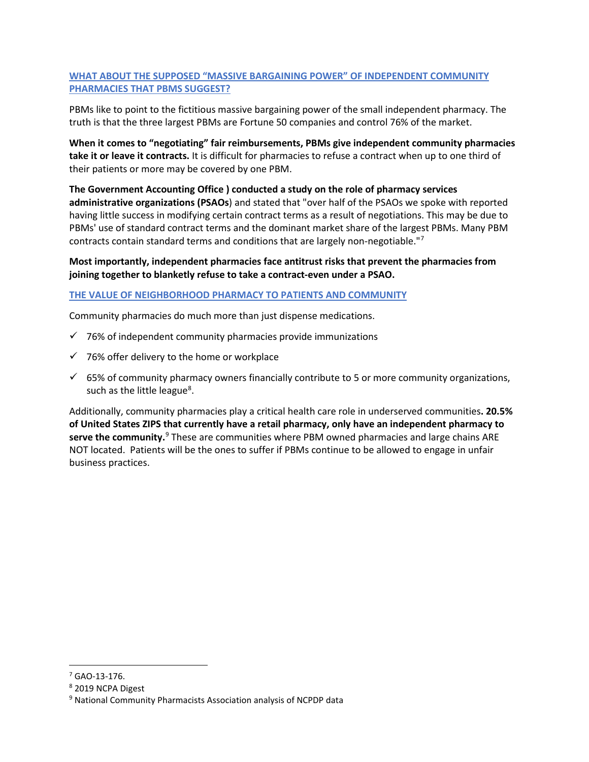## WHAT ABOUT THE SUPPOSED "MASSIVE BARGAINING POWER" OF INDEPENDENT COMMUNITY PHARMACIES THAT PBMS SUGGEST?

PBMs like to point to the fictitious massive bargaining power of the small independent pharmacy. The truth is that the three largest PBMs are Fortune 50 companies and control 76% of the market.

**When it comes to "negotiating" fair reimbursements, PBMs give independent community pharmacies take it or leave it contracts.** It is difficult for pharmacies to refuse a contract when up to one third of their patients or more may be covered by one PBM.

**The Government Accounting Office ) conducted a study on the role of pharmacy services administrative organizations (PSAOs**) and stated that "over half of the PSAOs we spoke with reported having little success in modifying certain contract terms as a result of negotiations. This may be due to PBMs' use of standard contract terms and the dominant market share of the largest PBMs. Many PBM contracts contain standard terms and conditions that are largely non-negotiable."[7]

**Most importantly, independent pharmacies face antitrust risks that prevent the pharmacies from joining together to blanketly refuse to take a contract-even under a PSAO.**

## THE VALUE OF NEIGHBORHOOD PHARMACY TO PATIENTS AND COMMUNITY

Community pharmacies do much more than just dispense medications.

- ✓ 76% of independent community pharmacies provide immunizations
- ✓ 76% offer delivery to the home or workplace
- ✓ 65% of community pharmacy owners financially contribute to 5 or more community organizations, such as the little league[8].

Additionally, community pharmacies play a critical health care role in underserved communities**. 20.5% of United States ZIPS that currently have a retail pharmacy, only have an independent pharmacy to serve the community.**[9] These are communities where PBM owned pharmacies and large chains ARE NOT located. Patients will be the ones to suffer if PBMs continue to be allowed to engage in unfair business practices.

---

[7] GAO-13-176.

[8] 2019 NCPA Digest

[9] National Community Pharmacists Association analysis of NCPDP data